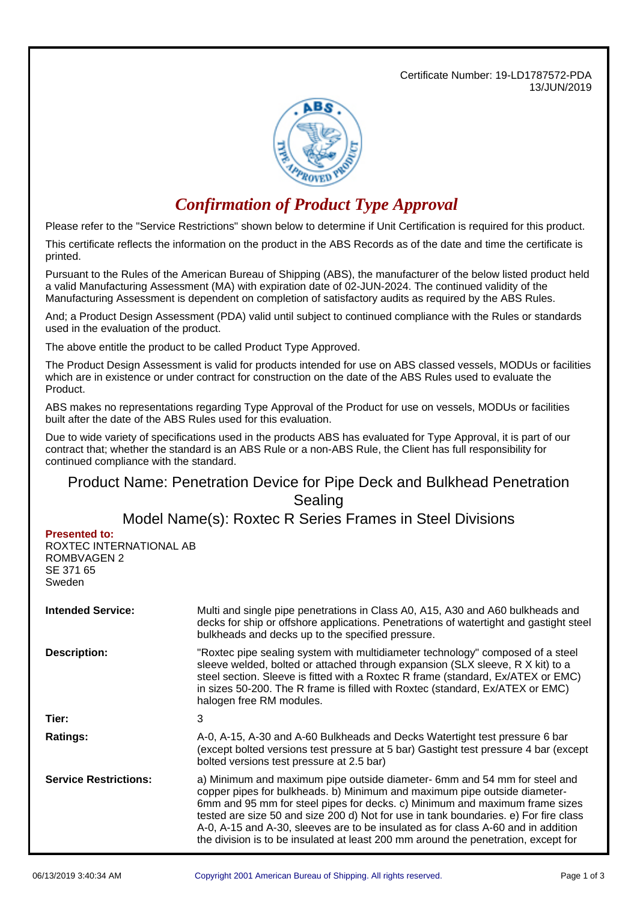Certificate Number: 19-LD1787572-PDA
13/JUN/2019

# *Confirmation of Product Type Approval*

Please refer to the "Service Restrictions" shown below to determine if Unit Certification is required for this product.

This certificate reflects the information on the product in the ABS Records as of the date and time the certificate is printed.

Pursuant to the Rules of the American Bureau of Shipping (ABS), the manufacturer of the below listed product held a valid Manufacturing Assessment (MA) with expiration date of 02-JUN-2024. The continued validity of the Manufacturing Assessment is dependent on completion of satisfactory audits as required by the ABS Rules.

And; a Product Design Assessment (PDA) valid until subject to continued compliance with the Rules or standards used in the evaluation of the product.

The above entitle the product to be called Product Type Approved.

The Product Design Assessment is valid for products intended for use on ABS classed vessels, MODUs or facilities which are in existence or under contract for construction on the date of the ABS Rules used to evaluate the Product.

ABS makes no representations regarding Type Approval of the Product for use on vessels, MODUs or facilities built after the date of the ABS Rules used for this evaluation.

Due to wide variety of specifications used in the products ABS has evaluated for Type Approval, it is part of our contract that; whether the standard is an ABS Rule or a non-ABS Rule, the Client has full responsibility for continued compliance with the standard.

## Product Name: Penetration Device for Pipe Deck and Bulkhead Penetration Sealing

## Model Name(s): Roxtec R Series Frames in Steel Divisions

**Presented to:**
ROXTEC INTERNATIONAL AB
ROMBVAGEN 2
SE 371 65
Sweden

**Intended Service:** Multi and single pipe penetrations in Class A0, A15, A30 and A60 bulkheads and decks for ship or offshore applications. Penetrations of watertight and gastight steel bulkheads and decks up to the specified pressure.

**Description:** "Roxtec pipe sealing system with multidiameter technology" composed of a steel sleeve welded, bolted or attached through expansion (SLX sleeve, R X kit) to a steel section. Sleeve is fitted with a Roxtec R frame (standard, Ex/ATEX or EMC) in sizes 50-200. The R frame is filled with Roxtec (standard, Ex/ATEX or EMC) halogen free RM modules.

**Tier:** 3

**Ratings:** A-0, A-15, A-30 and A-60 Bulkheads and Decks Watertight test pressure 6 bar (except bolted versions test pressure at 5 bar) Gastight test pressure 4 bar (except bolted versions test pressure at 2.5 bar)

**Service Restrictions:** a) Minimum and maximum pipe outside diameter- 6mm and 54 mm for steel and copper pipes for bulkheads. b) Minimum and maximum pipe outside diameter- 6mm and 95 mm for steel pipes for decks. c) Minimum and maximum frame sizes tested are size 50 and size 200 d) Not for use in tank boundaries. e) For fire class A-0, A-15 and A-30, sleeves are to be insulated as for class A-60 and in addition the division is to be insulated at least 200 mm around the penetration, except for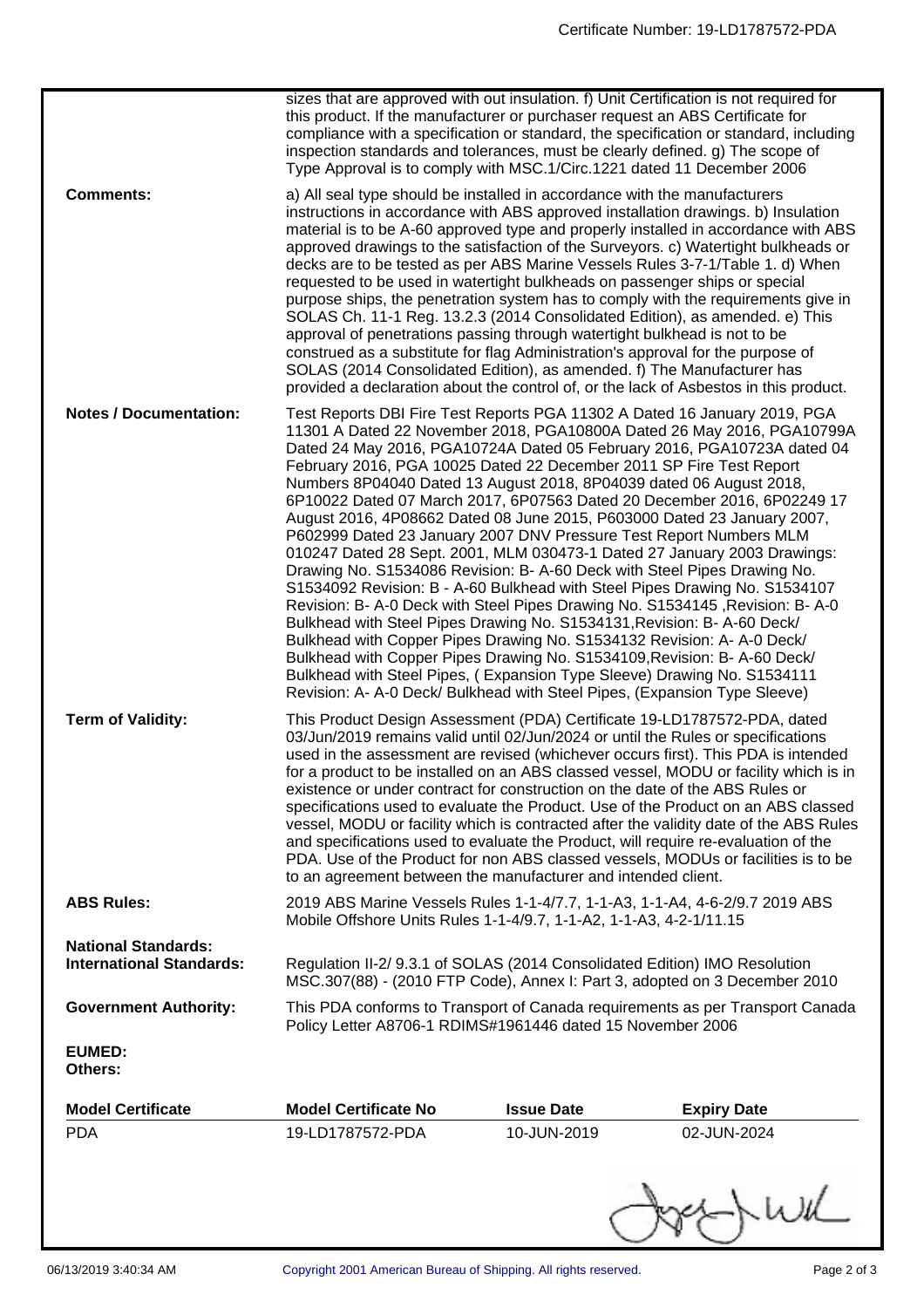| | |
|---|---|
| | sizes that are approved with out insulation. f) Unit Certification is not required for this product. If the manufacturer or purchaser request an ABS Certificate for compliance with a specification or standard, the specification or standard, including inspection standards and tolerances, must be clearly defined. g) The scope of Type Approval is to comply with MSC.1/Circ.1221 dated 11 December 2006 |
| **Comments:** | a) All seal type should be installed in accordance with the manufacturers instructions in accordance with ABS approved installation drawings. b) Insulation material is to be A-60 approved type and properly installed in accordance with ABS approved drawings to the satisfaction of the Surveyors. c) Watertight bulkheads or decks are to be tested as per ABS Marine Vessels Rules 3-7-1/Table 1. d) When requested to be used in watertight bulkheads on passenger ships or special purpose ships, the penetration system has to comply with the requirements give in SOLAS Ch. 11-1 Reg. 13.2.3 (2014 Consolidated Edition), as amended. e) This approval of penetrations passing through watertight bulkhead is not to be construed as a substitute for flag Administration's approval for the purpose of SOLAS (2014 Consolidated Edition), as amended. f) The Manufacturer has provided a declaration about the control of, or the lack of Asbestos in this product. |
| **Notes / Documentation:** | Test Reports DBI Fire Test Reports PGA 11302 A Dated 16 January 2019, PGA 11301 A Dated 22 November 2018, PGA10800A Dated 26 May 2016, PGA10799A Dated 24 May 2016, PGA10724A Dated 05 February 2016, PGA10723A dated 04 February 2016, PGA 10025 Dated 22 December 2011 SP Fire Test Report Numbers 8P04040 Dated 13 August 2018, 8P04039 dated 06 August 2018, 6P10022 Dated 07 March 2017, 6P07563 Dated 20 December 2016, 6P02249 17 August 2016, 4P08662 Dated 08 June 2015, P603000 Dated 23 January 2007, P602999 Dated 23 January 2007 DNV Pressure Test Report Numbers MLM 010247 Dated 28 Sept. 2001, MLM 030473-1 Dated 27 January 2003 Drawings: Drawing No. S1534086 Revision: B- A-60 Deck with Steel Pipes Drawing No. S1534092 Revision: B - A-60 Bulkhead with Steel Pipes Drawing No. S1534107 Revision: B- A-0 Deck with Steel Pipes Drawing No. S1534145 ,Revision: B- A-0 Bulkhead with Steel Pipes Drawing No. S1534131,Revision: B- A-60 Deck/ Bulkhead with Copper Pipes Drawing No. S1534132 Revision: A- A-0 Deck/ Bulkhead with Copper Pipes Drawing No. S1534109,Revision: B- A-60 Deck/ Bulkhead with Steel Pipes, ( Expansion Type Sleeve) Drawing No. S1534111 Revision: A- A-0 Deck/ Bulkhead with Steel Pipes, (Expansion Type Sleeve) |
| **Term of Validity:** | This Product Design Assessment (PDA) Certificate 19-LD1787572-PDA, dated 03/Jun/2019 remains valid until 02/Jun/2024 or until the Rules or specifications used in the assessment are revised (whichever occurs first). This PDA is intended for a product to be installed on an ABS classed vessel, MODU or facility which is in existence or under contract for construction on the date of the ABS Rules or specifications used to evaluate the Product. Use of the Product on an ABS classed vessel, MODU or facility which is contracted after the validity date of the ABS Rules and specifications used to evaluate the Product, will require re-evaluation of the PDA. Use of the Product for non ABS classed vessels, MODUs or facilities is to be to an agreement between the manufacturer and intended client. |
| **ABS Rules:** | 2019 ABS Marine Vessels Rules 1-1-4/7.7, 1-1-A3, 1-1-A4, 4-6-2/9.7 2019 ABS Mobile Offshore Units Rules 1-1-4/9.7, 1-1-A2, 1-1-A3, 4-2-1/11.15 |
| **National Standards:** | |
| **International Standards:** | Regulation II-2/ 9.3.1 of SOLAS (2014 Consolidated Edition) IMO Resolution MSC.307(88) - (2010 FTP Code), Annex I: Part 3, adopted on 3 December 2010 |
| **Government Authority:** | This PDA conforms to Transport of Canada requirements as per Transport Canada Policy Letter A8706-1 RDIMS#1961446 dated 15 November 2006 |
| **EUMED:** | |
| **Others:** | |

| Model Certificate | Model Certificate No | Issue Date | Expiry Date |
|---|---|---|---|
| PDA | 19-LD1787572-PDA | 10-JUN-2019 | 02-JUN-2024 |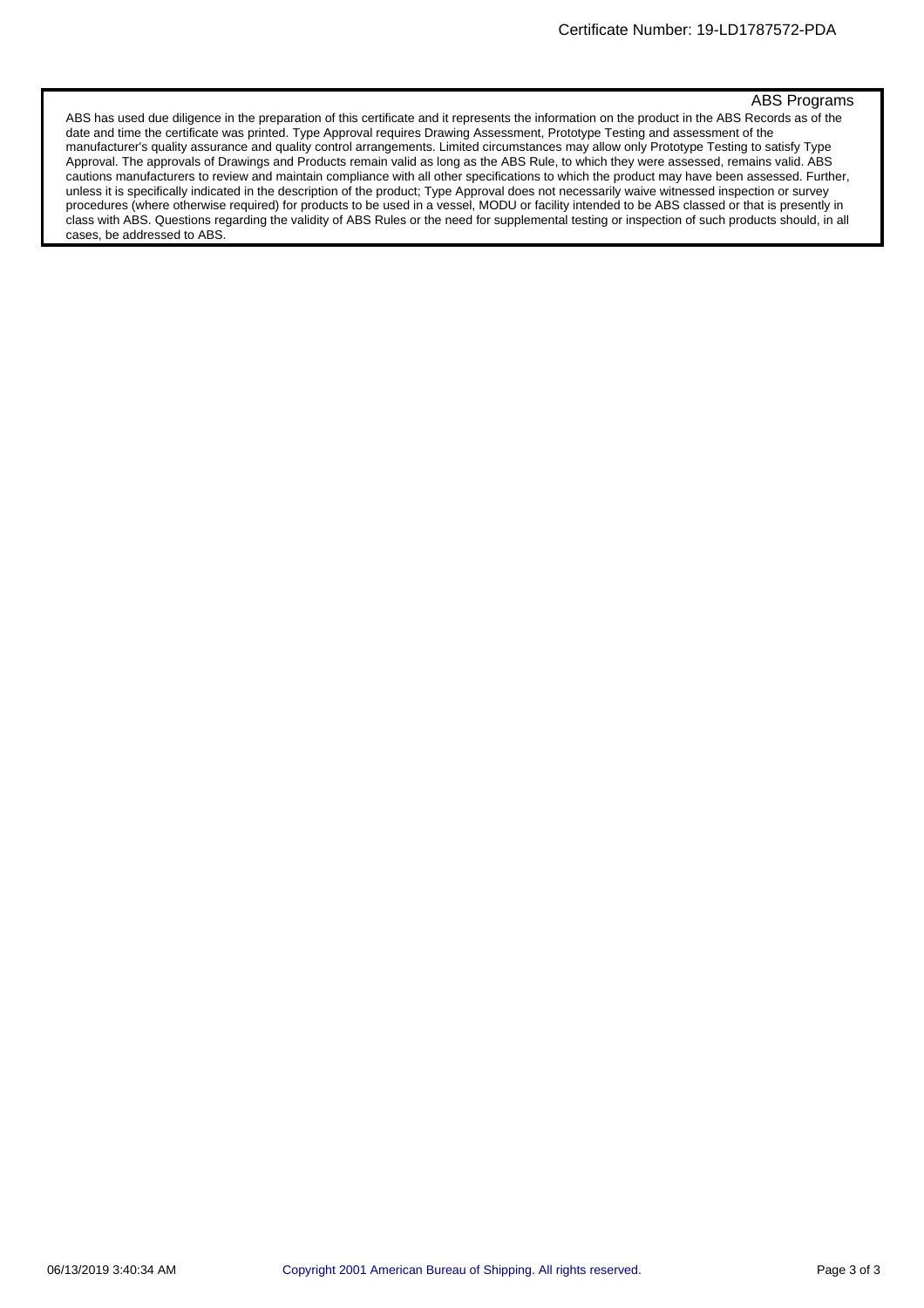Certificate Number: 19-LD1787572-PDA

## ABS Programs

ABS has used due diligence in the preparation of this certificate and it represents the information on the product in the ABS Records as of the date and time the certificate was printed. Type Approval requires Drawing Assessment, Prototype Testing and assessment of the manufacturer's quality assurance and quality control arrangements. Limited circumstances may allow only Prototype Testing to satisfy Type Approval. The approvals of Drawings and Products remain valid as long as the ABS Rule, to which they were assessed, remains valid. ABS cautions manufacturers to review and maintain compliance with all other specifications to which the product may have been assessed. Further, unless it is specifically indicated in the description of the product; Type Approval does not necessarily waive witnessed inspection or survey procedures (where otherwise required) for products to be used in a vessel, MODU or facility intended to be ABS classed or that is presently in class with ABS. Questions regarding the validity of ABS Rules or the need for supplemental testing or inspection of such products should, in all cases, be addressed to ABS.

06/13/2019 3:40:34 AM

Copyright 2001 American Bureau of Shipping. All rights reserved.